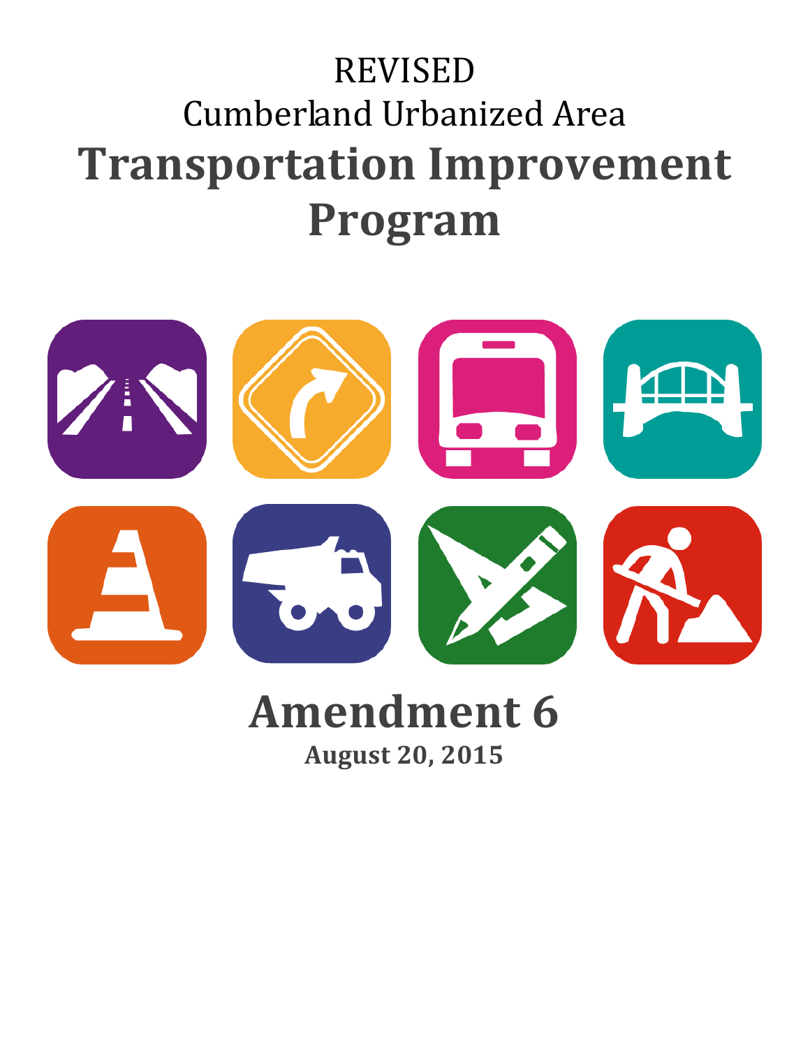REVISED

Cumberland Urbanized Area

# Transportation Improvement Program

## Amendment 6

**August 20, 2015**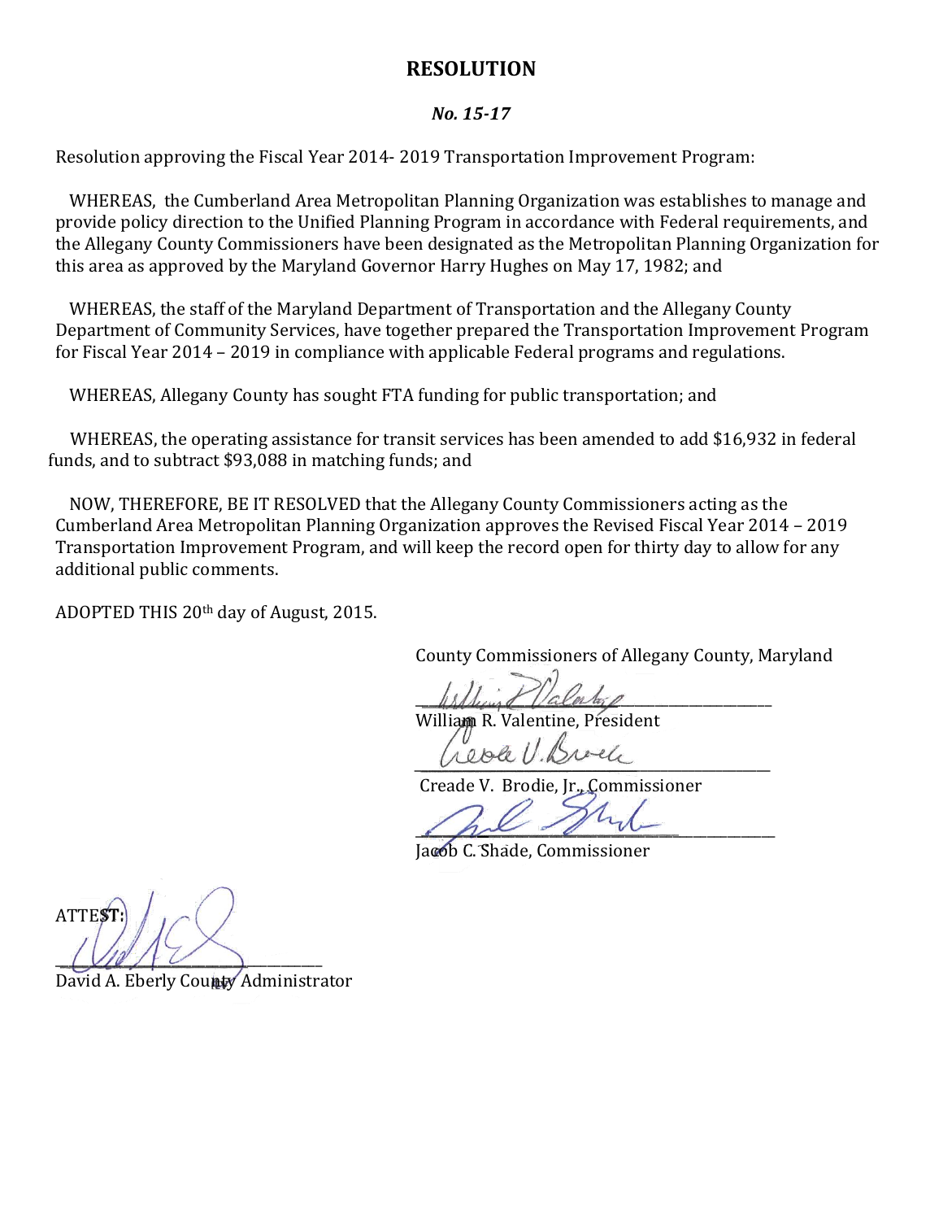# RESOLUTION

***No. 15-17***

Resolution approving the Fiscal Year 2014- 2019 Transportation Improvement Program:

WHEREAS, the Cumberland Area Metropolitan Planning Organization was establishes to manage and provide policy direction to the Unified Planning Program in accordance with Federal requirements, and the Allegany County Commissioners have been designated as the Metropolitan Planning Organization for this area as approved by the Maryland Governor Harry Hughes on May 17, 1982; and

WHEREAS, the staff of the Maryland Department of Transportation and the Allegany County Department of Community Services, have together prepared the Transportation Improvement Program for Fiscal Year 2014 – 2019 in compliance with applicable Federal programs and regulations.

WHEREAS, Allegany County has sought FTA funding for public transportation; and

WHEREAS, the operating assistance for transit services has been amended to add $16,932 in federal funds, and to subtract $93,088 in matching funds; and

NOW, THEREFORE, BE IT RESOLVED that the Allegany County Commissioners acting as the Cumberland Area Metropolitan Planning Organization approves the Revised Fiscal Year 2014 – 2019 Transportation Improvement Program, and will keep the record open for thirty day to allow for any additional public comments.

ADOPTED THIS 20th day of August, 2015.

County Commissioners of Allegany County, Maryland

\_\_\_\_\_\_\_\_\_\_\_\_\_\_\_\_\_\_\_\_\_\_\_\_\_\_\_\_\_\_\_\_\_\_\_\_\_\_\_\_
William R. Valentine, President

\_\_\_\_\_\_\_\_\_\_\_\_\_\_\_\_\_\_\_\_\_\_\_\_\_\_\_\_\_\_\_\_\_\_\_\_\_\_\_\_
Creade V. Brodie, Jr., Commissioner

\_\_\_\_\_\_\_\_\_\_\_\_\_\_\_\_\_\_\_\_\_\_\_\_\_\_\_\_\_\_\_\_\_\_\_\_\_\_\_\_
Jacob C. Shade, Commissioner

ATTEST:

\_\_\_\_\_\_\_\_\_\_\_\_\_\_\_\_\_\_\_\_\_\_\_\_\_\_\_\_\_\_\_\_\_\_\_\_
David A. Eberly County Administrator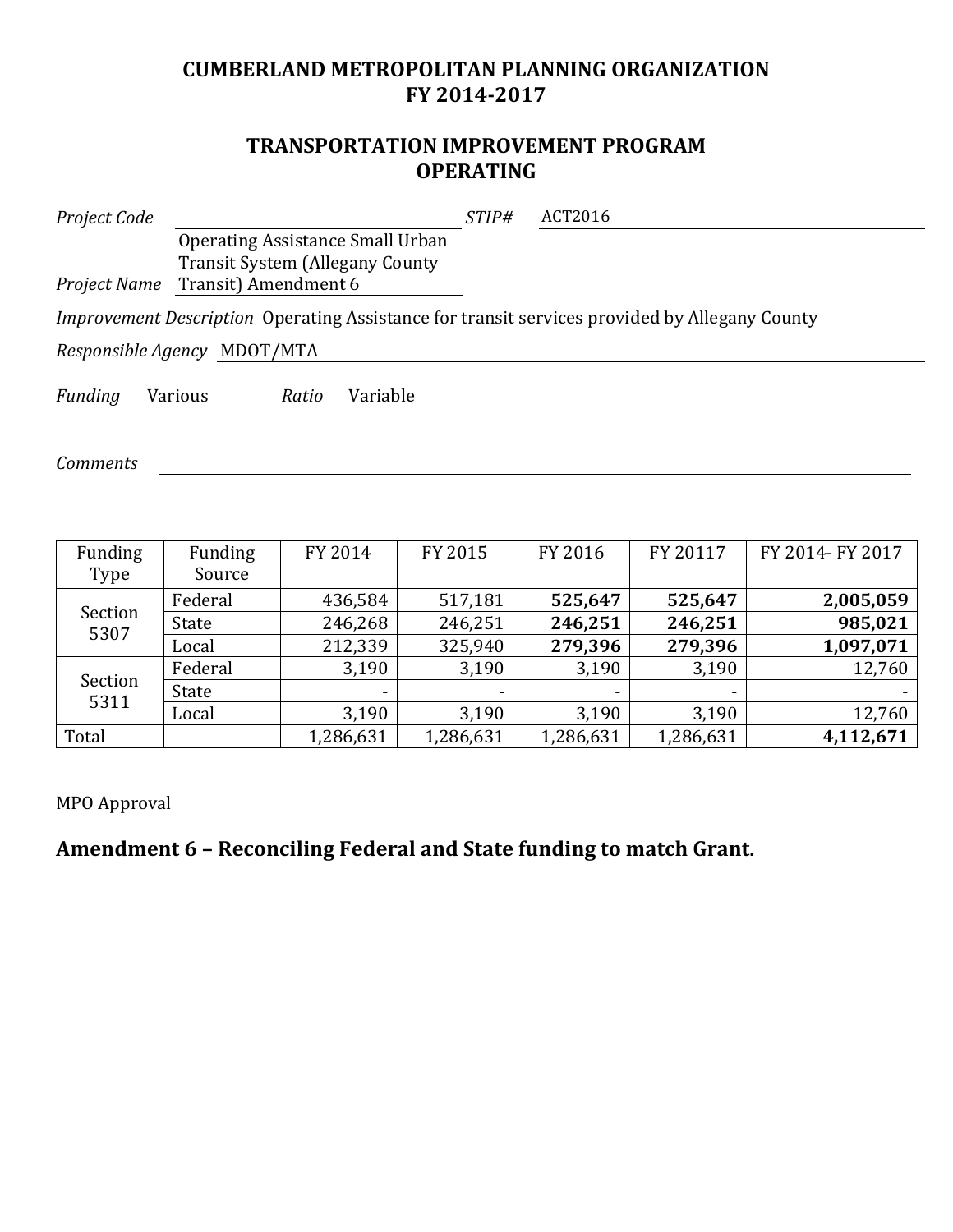# CUMBERLAND METROPOLITAN PLANNING ORGANIZATION FY 2014-2017

## TRANSPORTATION IMPROVEMENT PROGRAM OPERATING

*Project Code* ______________________ *STIP#* ACT2016

*Project Name* Operating Assistance Small Urban Transit System (Allegany County Transit) Amendment 6

*Improvement Description* Operating Assistance for transit services provided by Allegany County

*Responsible Agency* MDOT/MTA

*Funding* Various *Ratio* Variable

*Comments* ______________________

| Funding Type | Funding Source | FY 2014 | FY 2015 | FY 2016 | FY 20117 | FY 2014- FY 2017 |
|---|---|---|---|---|---|---|
| Section 5307 | Federal | 436,584 | 517,181 | **525,647** | **525,647** | **2,005,059** |
| | State | 246,268 | 246,251 | **246,251** | **246,251** | **985,021** |
| | Local | 212,339 | 325,940 | **279,396** | **279,396** | **1,097,071** |
| Section 5311 | Federal | 3,190 | 3,190 | 3,190 | 3,190 | 12,760 |
| | State | - | - | - | - | - |
| | Local | 3,190 | 3,190 | 3,190 | 3,190 | 12,760 |
| Total | | 1,286,631 | 1,286,631 | 1,286,631 | 1,286,631 | **4,112,671** |

MPO Approval

## Amendment 6 – Reconciling Federal and State funding to match Grant.